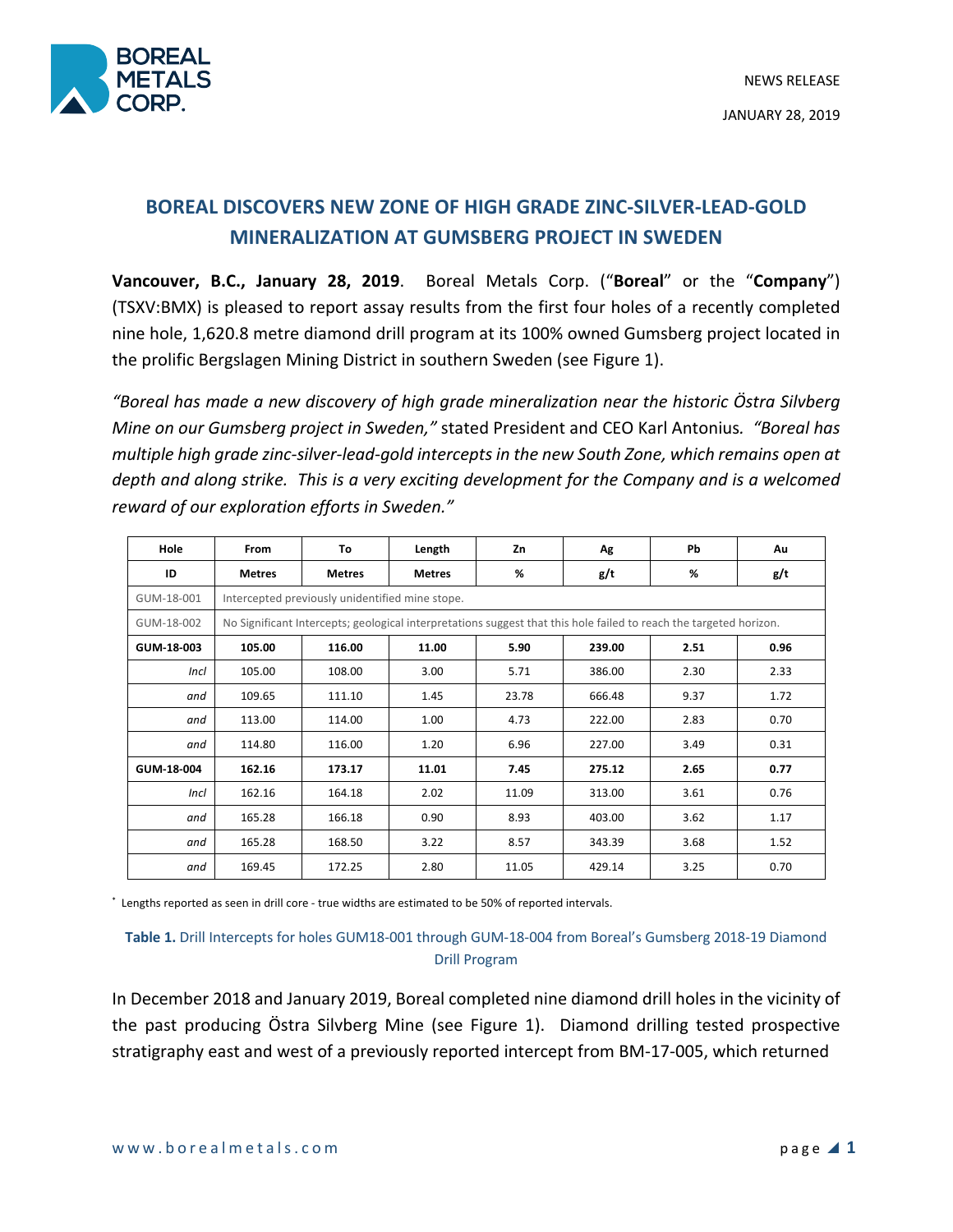NEWS RELEASE

JANUARY 28, 2019

# BOREAL DISCOVERS NEW ZONE OF HIGH GRADE ZINC-SILVER-LEAD-GOLD MINERALIZATION AT GUMSBERG PROJECT IN SWEDEN

**Vancouver, B.C., January 28, 2019**. Boreal Metals Corp. ("**Boreal**" or the "**Company**") (TSXV:BMX) is pleased to report assay results from the first four holes of a recently completed nine hole, 1,620.8 metre diamond drill program at its 100% owned Gumsberg project located in the prolific Bergslagen Mining District in southern Sweden (see Figure 1).

*"Boreal has made a new discovery of high grade mineralization near the historic Östra Silvberg Mine on our Gumsberg project in Sweden,"* stated President and CEO Karl Antonius. *"Boreal has multiple high grade zinc-silver-lead-gold intercepts in the new South Zone, which remains open at depth and along strike. This is a very exciting development for the Company and is a welcomed reward of our exploration efforts in Sweden."*

| Hole | From | To | Length | Zn | Ag | Pb | Au |
|---|---|---|---|---|---|---|---|
| ID | Metres | Metres | Metres | % | g/t | % | g/t |
| GUM-18-001 | Intercepted previously unidentified mine stope. | | | | | | |
| GUM-18-002 | No Significant Intercepts; geological interpretations suggest that this hole failed to reach the targeted horizon. | | | | | | |
| **GUM-18-003** | **105.00** | **116.00** | **11.00** | **5.90** | **239.00** | **2.51** | **0.96** |
| *Incl* | 105.00 | 108.00 | 3.00 | 5.71 | 386.00 | 2.30 | 2.33 |
| *and* | 109.65 | 111.10 | 1.45 | 23.78 | 666.48 | 9.37 | 1.72 |
| *and* | 113.00 | 114.00 | 1.00 | 4.73 | 222.00 | 2.83 | 0.70 |
| *and* | 114.80 | 116.00 | 1.20 | 6.96 | 227.00 | 3.49 | 0.31 |
| **GUM-18-004** | **162.16** | **173.17** | **11.01** | **7.45** | **275.12** | **2.65** | **0.77** |
| *Incl* | 162.16 | 164.18 | 2.02 | 11.09 | 313.00 | 3.61 | 0.76 |
| *and* | 165.28 | 166.18 | 0.90 | 8.93 | 403.00 | 3.62 | 1.17 |
| *and* | 165.28 | 168.50 | 3.22 | 8.57 | 343.39 | 3.68 | 1.52 |
| *and* | 169.45 | 172.25 | 2.80 | 11.05 | 429.14 | 3.25 | 0.70 |

* Lengths reported as seen in drill core - true widths are estimated to be 50% of reported intervals.

**Table 1.** Drill Intercepts for holes GUM18-001 through GUM-18-004 from Boreal's Gumsberg 2018-19 Diamond Drill Program

In December 2018 and January 2019, Boreal completed nine diamond drill holes in the vicinity of the past producing Östra Silvberg Mine (see Figure 1). Diamond drilling tested prospective stratigraphy east and west of a previously reported intercept from BM-17-005, which returned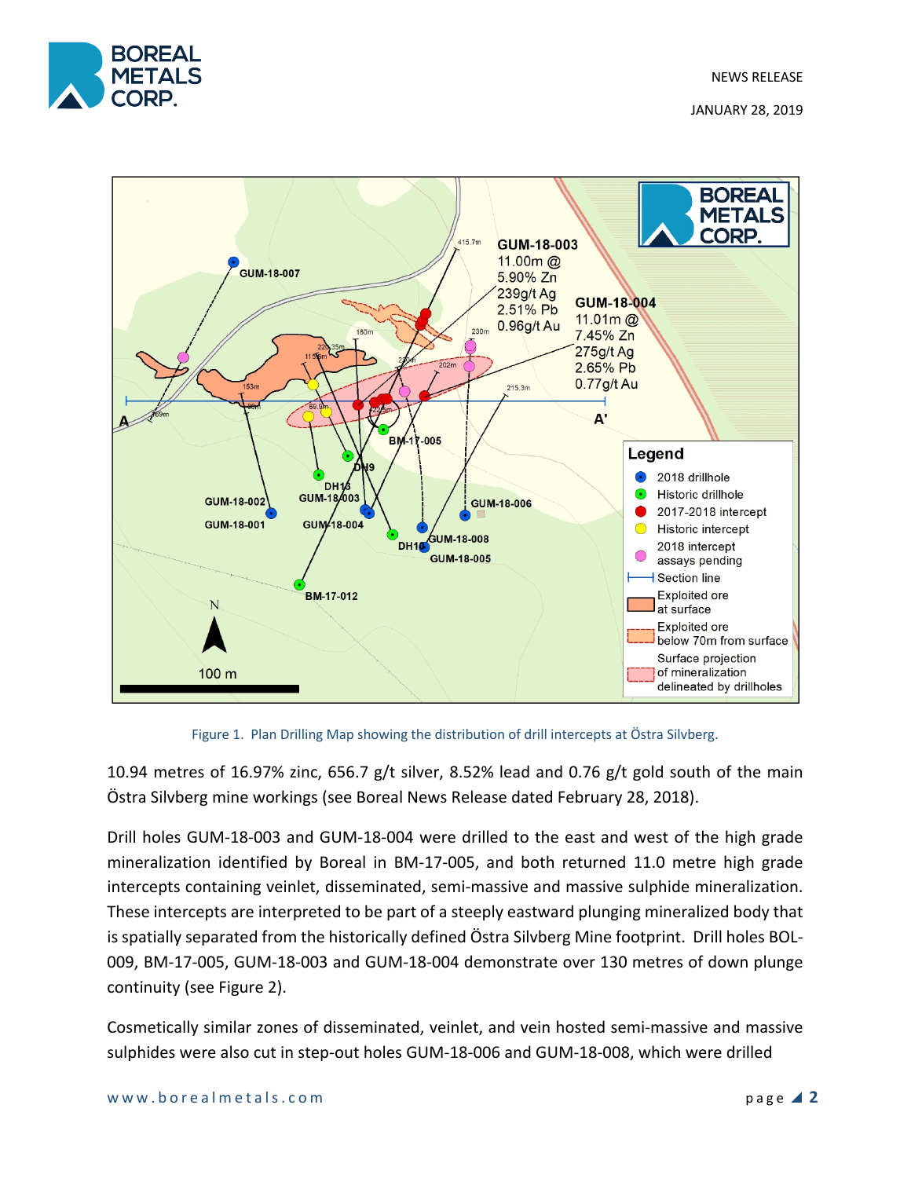Figure 1. Plan Drilling Map showing the distribution of drill intercepts at Östra Silvberg.

10.94 metres of 16.97% zinc, 656.7 g/t silver, 8.52% lead and 0.76 g/t gold south of the main Östra Silvberg mine workings (see Boreal News Release dated February 28, 2018).

Drill holes GUM-18-003 and GUM-18-004 were drilled to the east and west of the high grade mineralization identified by Boreal in BM-17-005, and both returned 11.0 metre high grade intercepts containing veinlet, disseminated, semi-massive and massive sulphide mineralization. These intercepts are interpreted to be part of a steeply eastward plunging mineralized body that is spatially separated from the historically defined Östra Silvberg Mine footprint. Drill holes BOL-009, BM-17-005, GUM-18-003 and GUM-18-004 demonstrate over 130 metres of down plunge continuity (see Figure 2).

Cosmetically similar zones of disseminated, veinlet, and vein hosted semi-massive and massive sulphides were also cut in step-out holes GUM-18-006 and GUM-18-008, which were drilled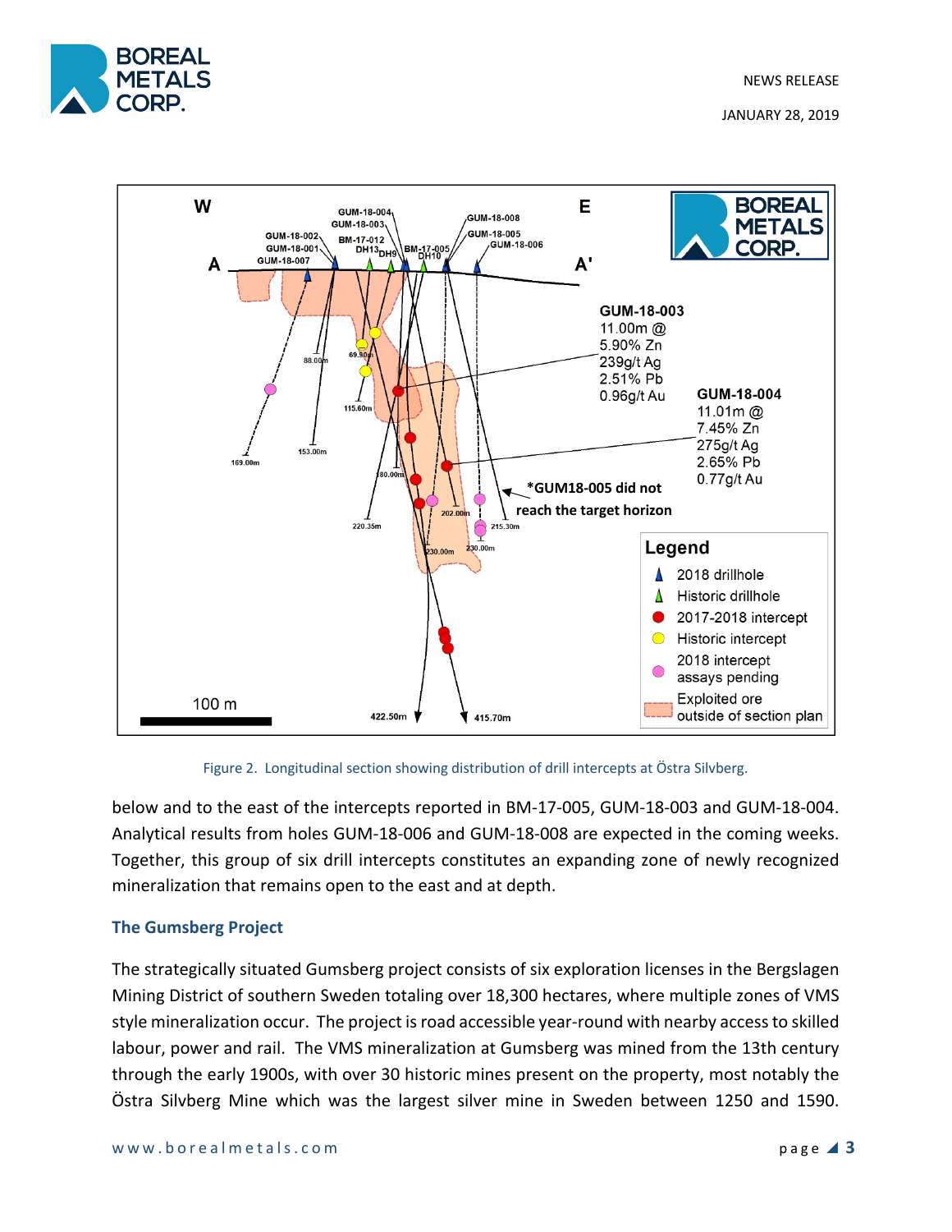Figure 2. Longitudinal section showing distribution of drill intercepts at Östra Silvberg.

below and to the east of the intercepts reported in BM-17-005, GUM-18-003 and GUM-18-004. Analytical results from holes GUM-18-006 and GUM-18-008 are expected in the coming weeks. Together, this group of six drill intercepts constitutes an expanding zone of newly recognized mineralization that remains open to the east and at depth.

### The Gumsberg Project

The strategically situated Gumsberg project consists of six exploration licenses in the Bergslagen Mining District of southern Sweden totaling over 18,300 hectares, where multiple zones of VMS style mineralization occur. The project is road accessible year-round with nearby access to skilled labour, power and rail. The VMS mineralization at Gumsberg was mined from the 13th century through the early 1900s, with over 30 historic mines present on the property, most notably the Östra Silvberg Mine which was the largest silver mine in Sweden between 1250 and 1590.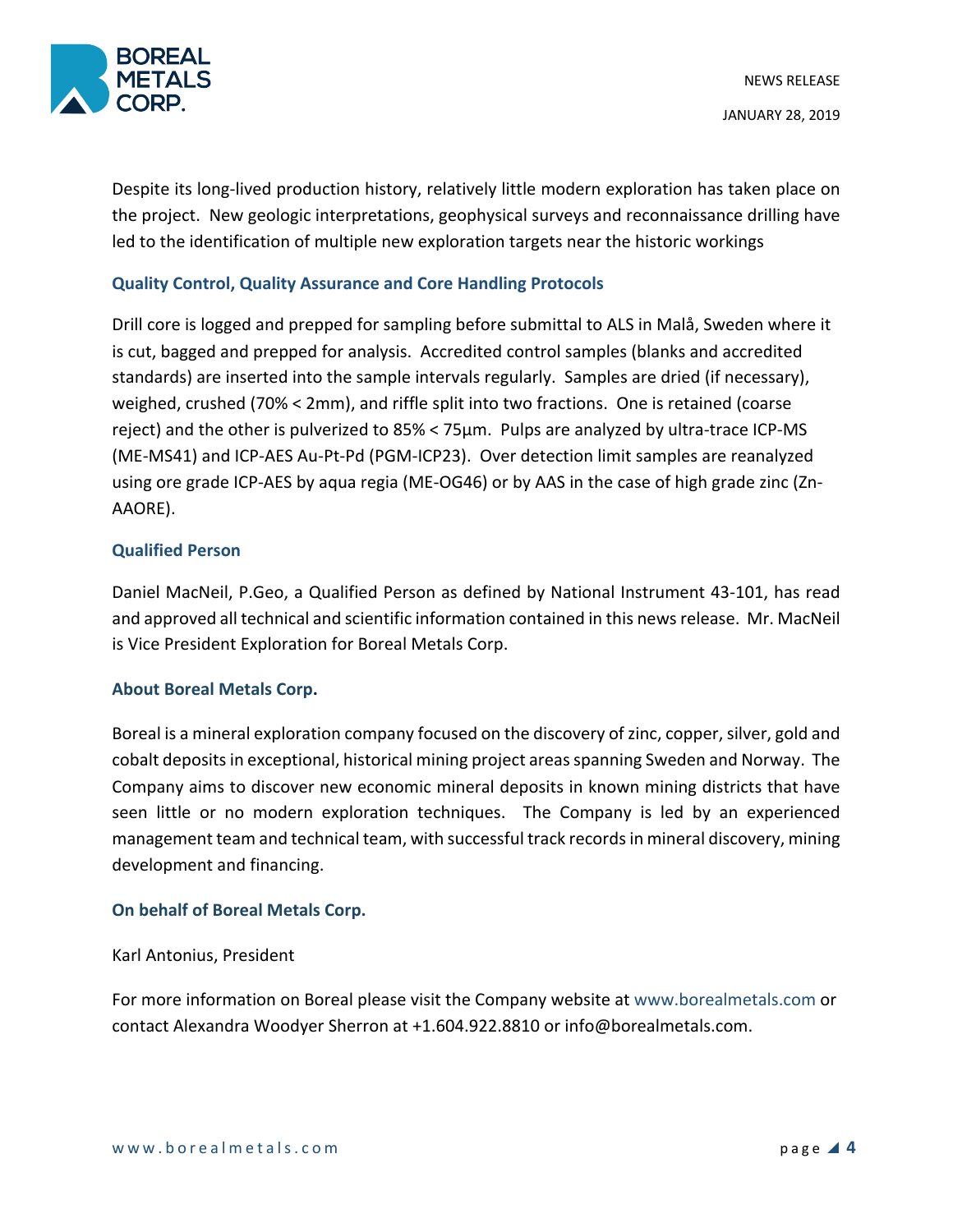Despite its long-lived production history, relatively little modern exploration has taken place on the project. New geologic interpretations, geophysical surveys and reconnaissance drilling have led to the identification of multiple new exploration targets near the historic workings

## Quality Control, Quality Assurance and Core Handling Protocols

Drill core is logged and prepped for sampling before submittal to ALS in Malå, Sweden where it is cut, bagged and prepped for analysis. Accredited control samples (blanks and accredited standards) are inserted into the sample intervals regularly. Samples are dried (if necessary), weighed, crushed (70% < 2mm), and riffle split into two fractions. One is retained (coarse reject) and the other is pulverized to 85% < 75µm. Pulps are analyzed by ultra-trace ICP-MS (ME-MS41) and ICP-AES Au-Pt-Pd (PGM-ICP23). Over detection limit samples are reanalyzed using ore grade ICP-AES by aqua regia (ME-OG46) or by AAS in the case of high grade zinc (Zn-AAORE).

## Qualified Person

Daniel MacNeil, P.Geo, a Qualified Person as defined by National Instrument 43-101, has read and approved all technical and scientific information contained in this news release. Mr. MacNeil is Vice President Exploration for Boreal Metals Corp.

## About Boreal Metals Corp.

Boreal is a mineral exploration company focused on the discovery of zinc, copper, silver, gold and cobalt deposits in exceptional, historical mining project areas spanning Sweden and Norway. The Company aims to discover new economic mineral deposits in known mining districts that have seen little or no modern exploration techniques. The Company is led by an experienced management team and technical team, with successful track records in mineral discovery, mining development and financing.

## On behalf of Boreal Metals Corp.

Karl Antonius, President

For more information on Boreal please visit the Company website at www.borealmetals.com or contact Alexandra Woodyer Sherron at +1.604.922.8810 or info@borealmetals.com.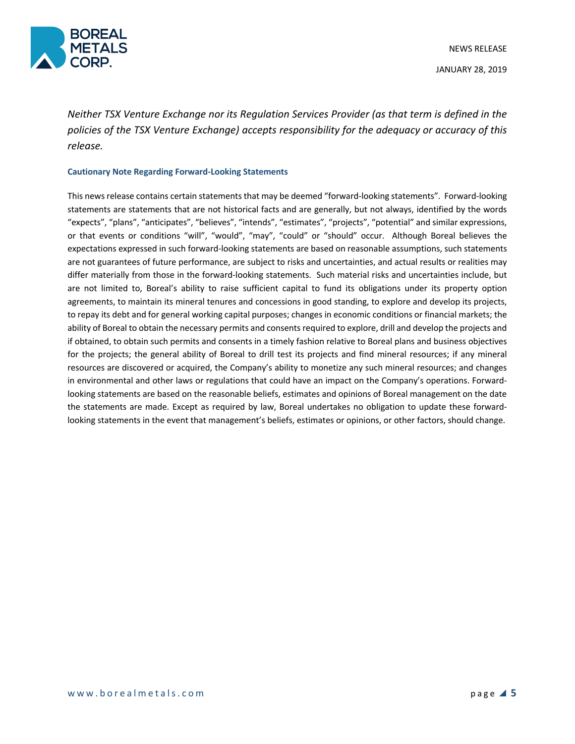*Neither TSX Venture Exchange nor its Regulation Services Provider (as that term is defined in the policies of the TSX Venture Exchange) accepts responsibility for the adequacy or accuracy of this release.*

**Cautionary Note Regarding Forward-Looking Statements**

This news release contains certain statements that may be deemed “forward-looking statements”. Forward-looking statements are statements that are not historical facts and are generally, but not always, identified by the words “expects”, “plans”, “anticipates”, “believes”, “intends”, “estimates”, “projects”, “potential” and similar expressions, or that events or conditions “will”, “would”, “may”, “could” or “should” occur. Although Boreal believes the expectations expressed in such forward-looking statements are based on reasonable assumptions, such statements are not guarantees of future performance, are subject to risks and uncertainties, and actual results or realities may differ materially from those in the forward-looking statements. Such material risks and uncertainties include, but are not limited to, Boreal’s ability to raise sufficient capital to fund its obligations under its property option agreements, to maintain its mineral tenures and concessions in good standing, to explore and develop its projects, to repay its debt and for general working capital purposes; changes in economic conditions or financial markets; the ability of Boreal to obtain the necessary permits and consents required to explore, drill and develop the projects and if obtained, to obtain such permits and consents in a timely fashion relative to Boreal plans and business objectives for the projects; the general ability of Boreal to drill test its projects and find mineral resources; if any mineral resources are discovered or acquired, the Company’s ability to monetize any such mineral resources; and changes in environmental and other laws or regulations that could have an impact on the Company’s operations. Forward-looking statements are based on the reasonable beliefs, estimates and opinions of Boreal management on the date the statements are made. Except as required by law, Boreal undertakes no obligation to update these forward-looking statements in the event that management’s beliefs, estimates or opinions, or other factors, should change.